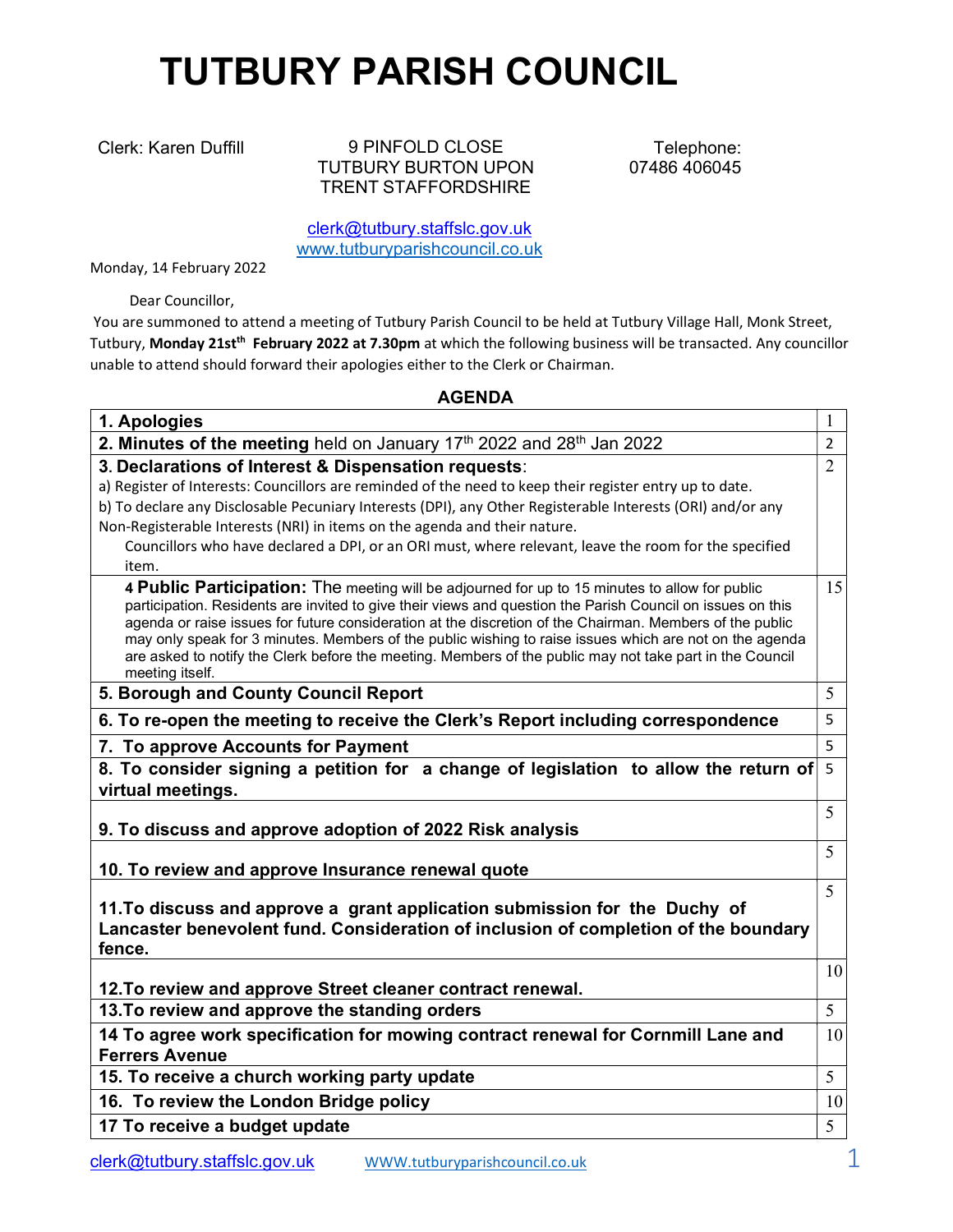# TUTBURY PARISH COUNCIL

Clerk: Karen Duffill

9 PINFOLD CLOSE
TUTBURY BURTON UPON TRENT STAFFORDSHIRE

Telephone:
07486 406045

clerk@tutbury.staffslc.gov.uk
www.tutburyparishcouncil.co.uk

Monday, 14 February 2022

Dear Councillor,

You are summoned to attend a meeting of Tutbury Parish Council to be held at Tutbury Village Hall, Monk Street, Tutbury, **Monday 21st[th] February 2022 at 7.30pm** at which the following business will be transacted. Any councillor unable to attend should forward their apologies either to the Clerk or Chairman.

## AGENDA

| | |
|---|---|
| **1. Apologies** | 1 |
| **2. Minutes of the meeting** held on January 17th 2022 and 28th Jan 2022 | 2 |
| **3. Declarations of Interest & Dispensation requests**:<br>a) Register of Interests: Councillors are reminded of the need to keep their register entry up to date.<br>b) To declare any Disclosable Pecuniary Interests (DPI), any Other Registerable Interests (ORI) and/or any Non-Registerable Interests (NRI) in items on the agenda and their nature.<br>Councillors who have declared a DPI, or an ORI must, where relevant, leave the room for the specified item. | 2 |
| **4 Public Participation:** The meeting will be adjourned for up to 15 minutes to allow for public participation. Residents are invited to give their views and question the Parish Council on issues on this agenda or raise issues for future consideration at the discretion of the Chairman. Members of the public may only speak for 3 minutes. Members of the public wishing to raise issues which are not on the agenda are asked to notify the Clerk before the meeting. Members of the public may not take part in the Council meeting itself. | 15 |
| **5. Borough and County Council Report** | 5 |
| **6. To re-open the meeting to receive the Clerk's Report including correspondence** | 5 |
| **7. To approve Accounts for Payment** | 5 |
| **8. To consider signing a petition for a change of legislation to allow the return of virtual meetings.** | 5 |
| **9. To discuss and approve adoption of 2022 Risk analysis** | 5 |
| **10. To review and approve Insurance renewal quote** | 5 |
| **11.To discuss and approve a grant application submission for the Duchy of Lancaster benevolent fund. Consideration of inclusion of completion of the boundary fence.** | 5 |
| **12.To review and approve Street cleaner contract renewal.** | 10 |
| **13.To review and approve the standing orders** | 5 |
| **14 To agree work specification for mowing contract renewal for Cornmill Lane and Ferrers Avenue** | 10 |
| **15. To receive a church working party update** | 5 |
| **16. To review the London Bridge policy** | 10 |
| **17 To receive a budget update** | 5 |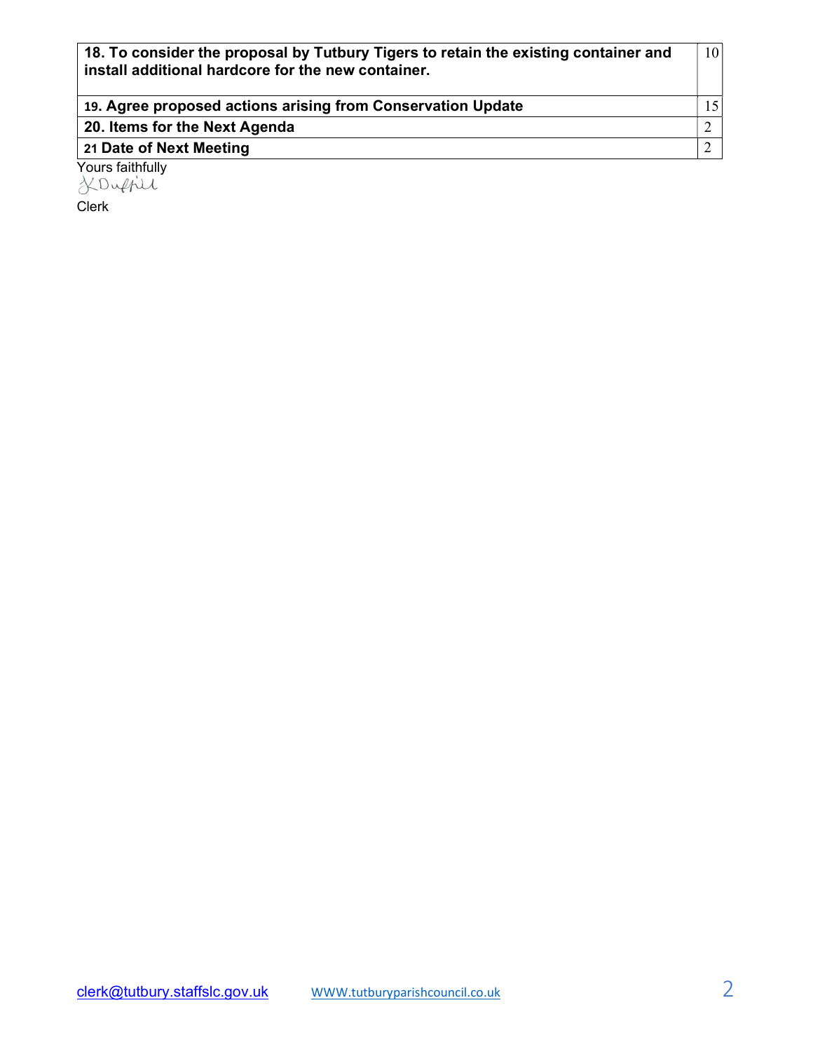| | |
|---|---|
| **18. To consider the proposal by Tutbury Tigers to retain the existing container and install additional hardcore for the new container.** | 10 |
| **19. Agree proposed actions arising from Conservation Update** | 15 |
| **20. Items for the Next Agenda** | 2 |
| **21 Date of Next Meeting** | 2 |

Yours faithfully

K Duffill

Clerk

clerk@tutbury.staffslc.gov.uk WWW.tutburyparishcouncil.co.uk